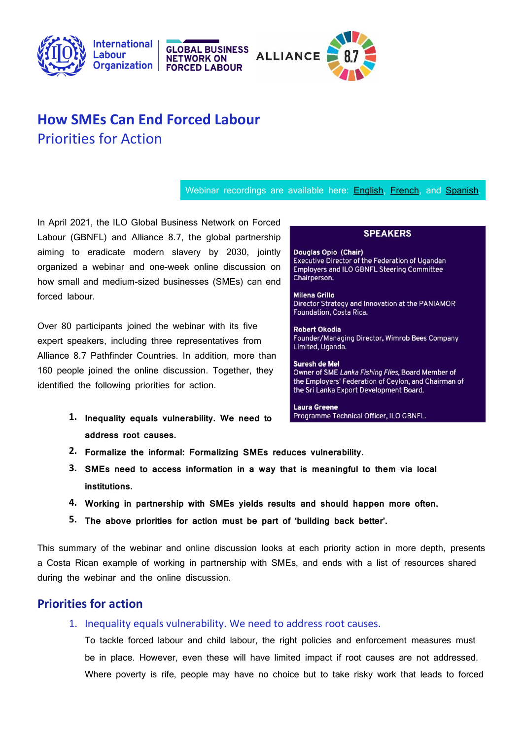International Labour Organization | GLOBAL BUSINESS NETWORK ON FORCED LABOUR | ALLIANCE 8.7

# How SMEs Can End Forced Labour

## Priorities for Action

Webinar recordings are available here: English, French, and Spanish.

In April 2021, the ILO Global Business Network on Forced Labour (GBNFL) and Alliance 8.7, the global partnership aiming to eradicate modern slavery by 2030, jointly organized a webinar and one-week online discussion on how small and medium-sized businesses (SMEs) can end forced labour.

Over 80 participants joined the webinar with its five expert speakers, including three representatives from Alliance 8.7 Pathfinder Countries. In addition, more than 160 people joined the online discussion. Together, they identified the following priorities for action.

> **SPEAKERS**
>
> **Douglas Opio (Chair)**
> Executive Director of the Federation of Ugandan Employers and ILO GBNFL Steering Committee Chairperson.
>
> **Milena Grillo**
> Director Strategy and Innovation at the PANIAMOR Foundation, Costa Rica.
>
> **Robert Okodia**
> Founder/Managing Director, Wimrob Bees Company Limited, Uganda.
>
> **Suresh de Mel**
> Owner of SME *Lanka Fishing Flies*, Board Member of the Employers' Federation of Ceylon, and Chairman of the Sri Lanka Export Development Board.
>
> **Laura Greene**
> Programme Technical Officer, ILO GBNFL.

1. **Inequality equals vulnerability. We need to address root causes.**
2. **Formalize the informal: Formalizing SMEs reduces vulnerability.**
3. **SMEs need to access information in a way that is meaningful to them via local institutions.**
4. **Working in partnership with SMEs yields results and should happen more often.**
5. **The above priorities for action must be part of 'building back better'.**

This summary of the webinar and online discussion looks at each priority action in more depth, presents a Costa Rican example of working in partnership with SMEs, and ends with a list of resources shared during the webinar and the online discussion.

## Priorities for action

### 1. Inequality equals vulnerability. We need to address root causes.

To tackle forced labour and child labour, the right policies and enforcement measures must be in place. However, even these will have limited impact if root causes are not addressed. Where poverty is rife, people may have no choice but to take risky work that leads to forced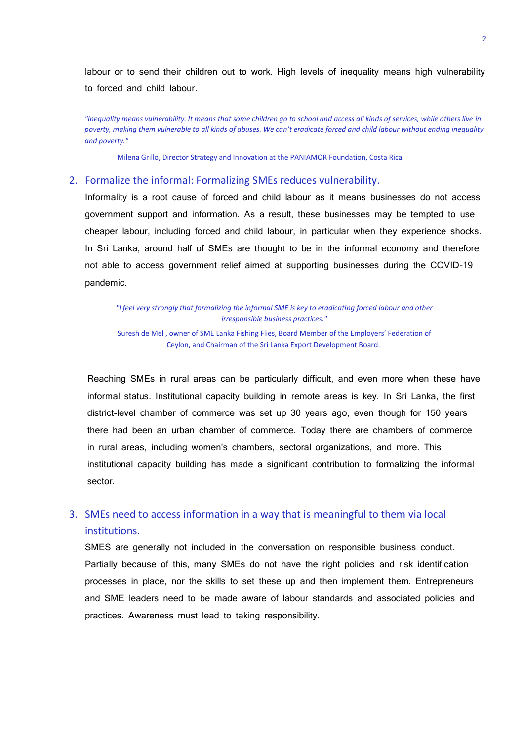labour or to send their children out to work. High levels of inequality means high vulnerability to forced and child labour.

*"Inequality means vulnerability. It means that some children go to school and access all kinds of services, while others live in poverty, making them vulnerable to all kinds of abuses. We can't eradicate forced and child labour without ending inequality and poverty."*

Milena Grillo, Director Strategy and Innovation at the PANIAMOR Foundation, Costa Rica.

## 2. Formalize the informal: Formalizing SMEs reduces vulnerability.

Informality is a root cause of forced and child labour as it means businesses do not access government support and information. As a result, these businesses may be tempted to use cheaper labour, including forced and child labour, in particular when they experience shocks. In Sri Lanka, around half of SMEs are thought to be in the informal economy and therefore not able to access government relief aimed at supporting businesses during the COVID-19 pandemic.

*"I feel very strongly that formalizing the informal SME is key to eradicating forced labour and other irresponsible business practices."*

Suresh de Mel , owner of SME Lanka Fishing Flies, Board Member of the Employers' Federation of Ceylon, and Chairman of the Sri Lanka Export Development Board.

Reaching SMEs in rural areas can be particularly difficult, and even more when these have informal status. Institutional capacity building in remote areas is key. In Sri Lanka, the first district-level chamber of commerce was set up 30 years ago, even though for 150 years there had been an urban chamber of commerce. Today there are chambers of commerce in rural areas, including women's chambers, sectoral organizations, and more. This institutional capacity building has made a significant contribution to formalizing the informal sector.

## 3. SMEs need to access information in a way that is meaningful to them via local institutions.

SMES are generally not included in the conversation on responsible business conduct. Partially because of this, many SMEs do not have the right policies and risk identification processes in place, nor the skills to set these up and then implement them. Entrepreneurs and SME leaders need to be made aware of labour standards and associated policies and practices. Awareness must lead to taking responsibility.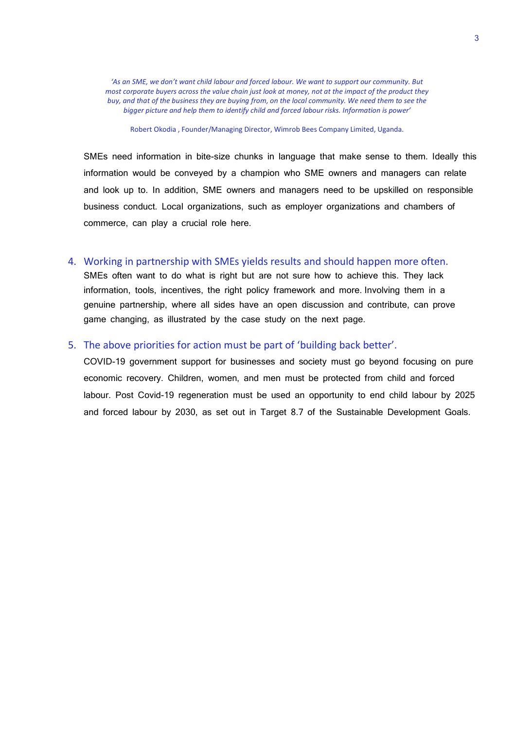*'As an SME, we don't want child labour and forced labour. We want to support our community. But most corporate buyers across the value chain just look at money, not at the impact of the product they buy, and that of the business they are buying from, on the local community. We need them to see the bigger picture and help them to identify child and forced labour risks. Information is power'*

Robert Okodia , Founder/Managing Director, Wimrob Bees Company Limited, Uganda.

SMEs need information in bite-size chunks in language that make sense to them. Ideally this information would be conveyed by a champion who SME owners and managers can relate and look up to. In addition, SME owners and managers need to be upskilled on responsible business conduct. Local organizations, such as employer organizations and chambers of commerce, can play a crucial role here.

4. Working in partnership with SMEs yields results and should happen more often.

SMEs often want to do what is right but are not sure how to achieve this. They lack information, tools, incentives, the right policy framework and more. Involving them in a genuine partnership, where all sides have an open discussion and contribute, can prove game changing, as illustrated by the case study on the next page.

5. The above priorities for action must be part of 'building back better'.

COVID-19 government support for businesses and society must go beyond focusing on pure economic recovery. Children, women, and men must be protected from child and forced labour. Post Covid-19 regeneration must be used an opportunity to end child labour by 2025 and forced labour by 2030, as set out in Target 8.7 of the Sustainable Development Goals.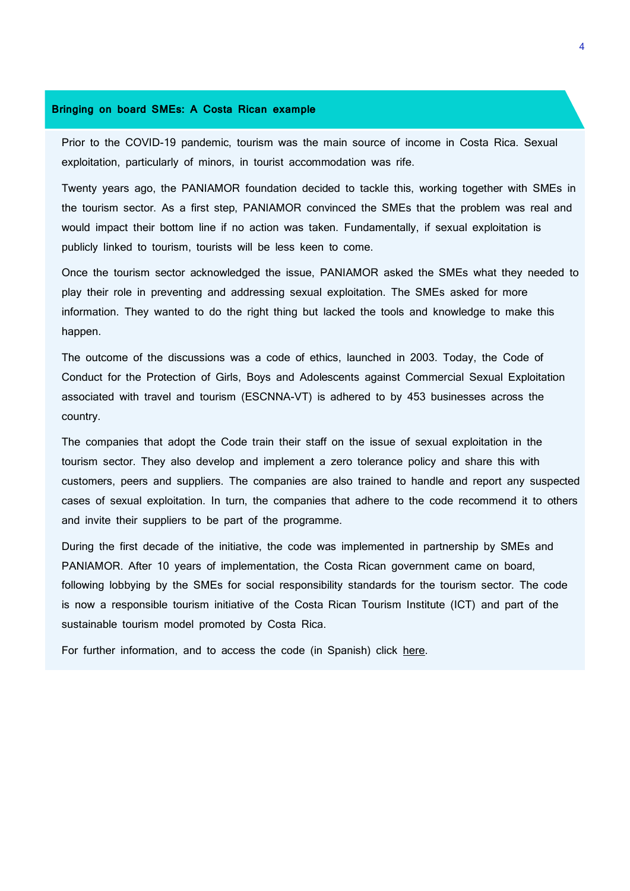### Bringing on board SMEs: A Costa Rican example

Prior to the COVID-19 pandemic, tourism was the main source of income in Costa Rica. Sexual exploitation, particularly of minors, in tourist accommodation was rife.

Twenty years ago, the PANIAMOR foundation decided to tackle this, working together with SMEs in the tourism sector. As a first step, PANIAMOR convinced the SMEs that the problem was real and would impact their bottom line if no action was taken. Fundamentally, if sexual exploitation is publicly linked to tourism, tourists will be less keen to come.

Once the tourism sector acknowledged the issue, PANIAMOR asked the SMEs what they needed to play their role in preventing and addressing sexual exploitation. The SMEs asked for more information. They wanted to do the right thing but lacked the tools and knowledge to make this happen.

The outcome of the discussions was a code of ethics, launched in 2003. Today, the Code of Conduct for the Protection of Girls, Boys and Adolescents against Commercial Sexual Exploitation associated with travel and tourism (ESCNNA-VT) is adhered to by 453 businesses across the country.

The companies that adopt the Code train their staff on the issue of sexual exploitation in the tourism sector. They also develop and implement a zero tolerance policy and share this with customers, peers and suppliers. The companies are also trained to handle and report any suspected cases of sexual exploitation. In turn, the companies that adhere to the code recommend it to others and invite their suppliers to be part of the programme.

During the first decade of the initiative, the code was implemented in partnership by SMEs and PANIAMOR. After 10 years of implementation, the Costa Rican government came on board, following lobbying by the SMEs for social responsibility standards for the tourism sector. The code is now a responsible tourism initiative of the Costa Rican Tourism Institute (ICT) and part of the sustainable tourism model promoted by Costa Rica.

For further information, and to access the code (in Spanish) click here.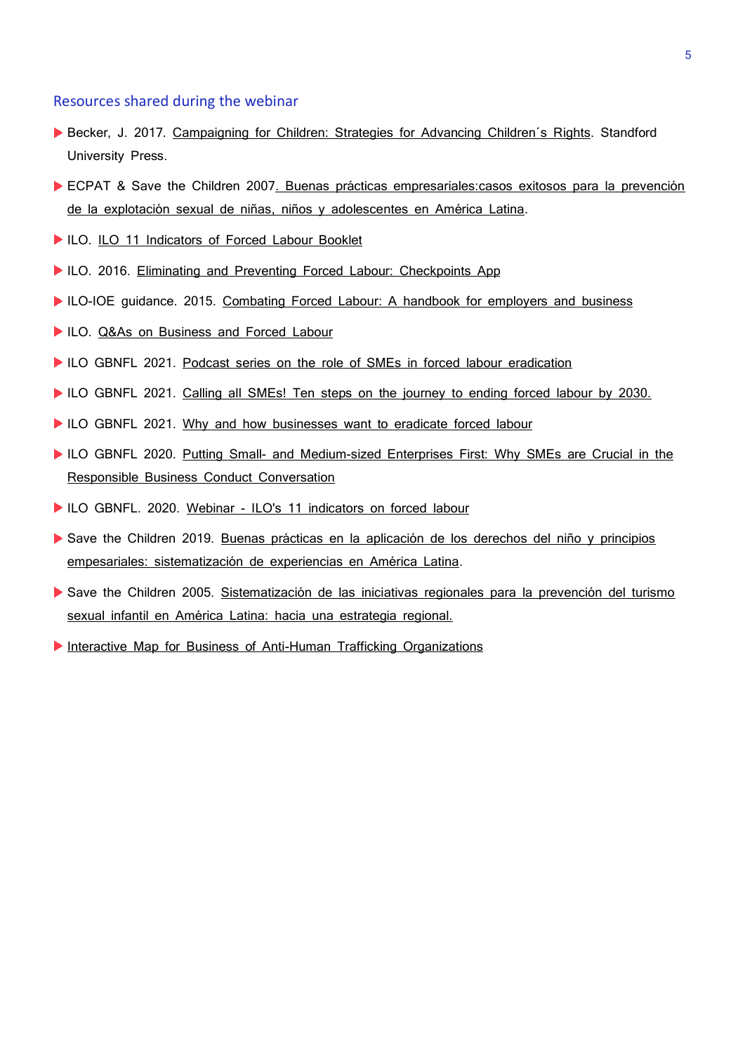## Resources shared during the webinar

- Becker, J. 2017. Campaigning for Children: Strategies for Advancing Children´s Rights. Standford University Press.
- ECPAT & Save the Children 2007. Buenas prácticas empresariales:casos exitosos para la prevención de la explotación sexual de niñas, niños y adolescentes en América Latina.
- ILO. ILO 11 Indicators of Forced Labour Booklet
- ILO. 2016. Eliminating and Preventing Forced Labour: Checkpoints App
- ILO-IOE guidance. 2015. Combating Forced Labour: A handbook for employers and business
- ILO. Q&As on Business and Forced Labour
- ILO GBNFL 2021. Podcast series on the role of SMEs in forced labour eradication
- ILO GBNFL 2021. Calling all SMEs! Ten steps on the journey to ending forced labour by 2030.
- ILO GBNFL 2021. Why and how businesses want to eradicate forced labour
- ILO GBNFL 2020. Putting Small- and Medium-sized Enterprises First: Why SMEs are Crucial in the Responsible Business Conduct Conversation
- ILO GBNFL. 2020. Webinar - ILO's 11 indicators on forced labour
- Save the Children 2019. Buenas prácticas en la aplicación de los derechos del niño y principios empesariales: sistematización de experiencias en América Latina.
- Save the Children 2005. Sistematización de las iniciativas regionales para la prevención del turismo sexual infantil en América Latina: hacia una estrategia regional.
- Interactive Map for Business of Anti-Human Trafficking Organizations